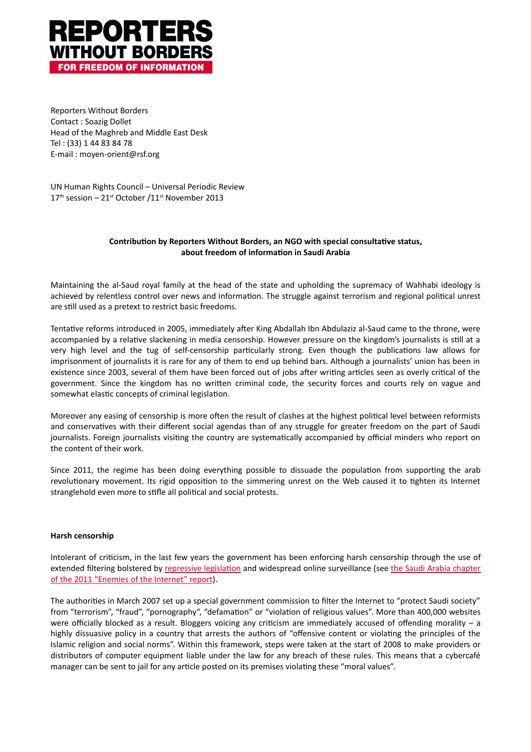# REPORTERS WITHOUT BORDERS

**FOR FREEDOM OF INFORMATION**

Reporters Without Borders
Contact : Soazig Dollet
Head of the Maghreb and Middle East Desk
Tel : (33) 1 44 83 84 78
E-mail : moyen-orient@rsf.org

UN Human Rights Council – Universal Periodic Review
17th session – 21st October /11st November 2013

**Contribution by Reporters Without Borders, an NGO with special consultative status, about freedom of information in Saudi Arabia**

Maintaining the al-Saud royal family at the head of the state and upholding the supremacy of Wahhabi ideology is achieved by relentless control over news and information. The struggle against terrorism and regional political unrest are still used as a pretext to restrict basic freedoms.

Tentative reforms introduced in 2005, immediately after King Abdallah Ibn Abdulaziz al-Saud came to the throne, were accompanied by a relative slackening in media censorship. However pressure on the kingdom's journalists is still at a very high level and the tug of self-censorship particularly strong. Even though the publications law allows for imprisonment of journalists it is rare for any of them to end up behind bars. Although a journalists' union has been in existence since 2003, several of them have been forced out of jobs after writing articles seen as overly critical of the government. Since the kingdom has no written criminal code, the security forces and courts rely on vague and somewhat elastic concepts of criminal legislation.

Moreover any easing of censorship is more often the result of clashes at the highest political level between reformists and conservatives with their different social agendas than of any struggle for greater freedom on the part of Saudi journalists. Foreign journalists visiting the country are systematically accompanied by official minders who report on the content of their work.

Since 2011, the regime has been doing everything possible to dissuade the population from supporting the arab revolutionary movement. Its rigid opposition to the simmering unrest on the Web caused it to tighten its Internet stranglehold even more to stifle all political and social protests.

**Harsh censorship**

Intolerant of criticism, in the last few years the government has been enforcing harsh censorship through the use of extended filtering bolstered by repressive legislation and widespread online surveillance (see the Saudi Arabia chapter of the 2011 "Enemies of the Internet" report).

The authorities in March 2007 set up a special government commission to filter the Internet to "protect Saudi society" from "terrorism", "fraud", "pornography", "defamation" or "violation of religious values". More than 400,000 websites were officially blocked as a result. Bloggers voicing any criticism are immediately accused of offending morality – a highly dissuasive policy in a country that arrests the authors of "offensive content or violating the principles of the Islamic religion and social norms". Within this framework, steps were taken at the start of 2008 to make providers or distributors of computer equipment liable under the law for any breach of these rules. This means that a cybercafé manager can be sent to jail for any article posted on its premises violating these "moral values".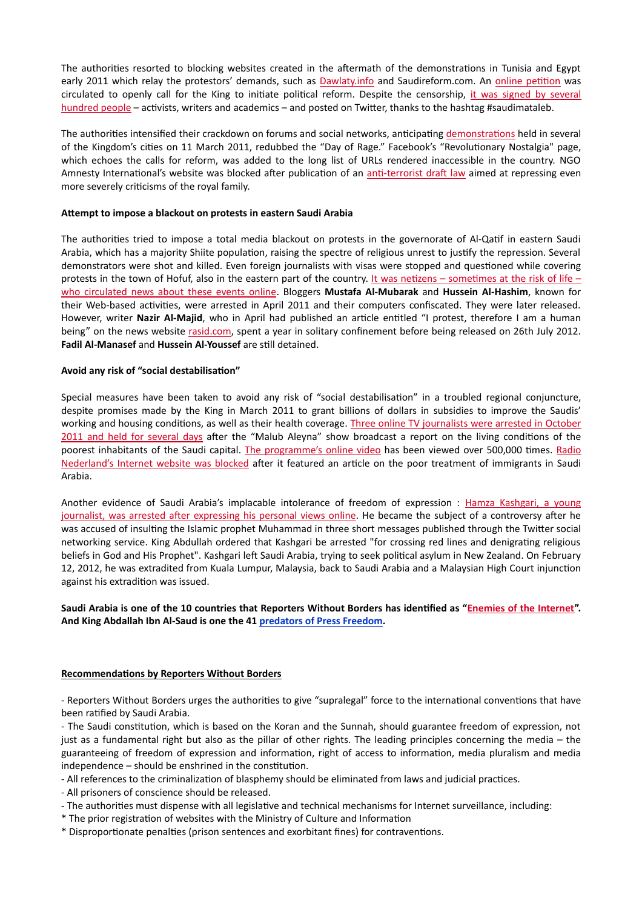The authorities resorted to blocking websites created in the aftermath of the demonstrations in Tunisia and Egypt early 2011 which relay the protestors' demands, such as Dawlaty.info and Saudireform.com. An online petition was circulated to openly call for the King to initiate political reform. Despite the censorship, it was signed by several hundred people – activists, writers and academics – and posted on Twitter, thanks to the hashtag #saudimataleb.

The authorities intensified their crackdown on forums and social networks, anticipating demonstrations held in several of the Kingdom's cities on 11 March 2011, redubbed the "Day of Rage." Facebook's "Revolutionary Nostalgia" page, which echoes the calls for reform, was added to the long list of URLs rendered inaccessible in the country. NGO Amnesty International's website was blocked after publication of an anti-terrorist draft law aimed at repressing even more severely criticisms of the royal family.

**Attempt to impose a blackout on protests in eastern Saudi Arabia**

The authorities tried to impose a total media blackout on protests in the governorate of Al-Qatif in eastern Saudi Arabia, which has a majority Shiite population, raising the spectre of religious unrest to justify the repression. Several demonstrators were shot and killed. Even foreign journalists with visas were stopped and questioned while covering protests in the town of Hofuf, also in the eastern part of the country. It was netizens – sometimes at the risk of life – who circulated news about these events online. Bloggers **Mustafa Al-Mubarak** and **Hussein Al-Hashim**, known for their Web-based activities, were arrested in April 2011 and their computers confiscated. They were later released. However, writer **Nazir Al-Majid**, who in April had published an article entitled "I protest, therefore I am a human being" on the news website rasid.com, spent a year in solitary confinement before being released on 26th July 2012. **Fadil Al-Manasef** and **Hussein Al-Youssef** are still detained.

**Avoid any risk of "social destabilisation"**

Special measures have been taken to avoid any risk of "social destabilisation" in a troubled regional conjuncture, despite promises made by the King in March 2011 to grant billions of dollars in subsidies to improve the Saudis' working and housing conditions, as well as their health coverage. Three online TV journalists were arrested in October 2011 and held for several days after the "Malub Aleyna" show broadcast a report on the living conditions of the poorest inhabitants of the Saudi capital. The programme's online video has been viewed over 500,000 times. Radio Nederland's Internet website was blocked after it featured an article on the poor treatment of immigrants in Saudi Arabia.

Another evidence of Saudi Arabia's implacable intolerance of freedom of expression : Hamza Kashgari, a young journalist, was arrested after expressing his personal views online. He became the subject of a controversy after he was accused of insulting the Islamic prophet Muhammad in three short messages published through the Twitter social networking service. King Abdullah ordered that Kashgari be arrested "for crossing red lines and denigrating religious beliefs in God and His Prophet". Kashgari left Saudi Arabia, trying to seek political asylum in New Zealand. On February 12, 2012, he was extradited from Kuala Lumpur, Malaysia, back to Saudi Arabia and a Malaysian High Court injunction against his extradition was issued.

**Saudi Arabia is one of the 10 countries that Reporters Without Borders has identified as "Enemies of the Internet". And King Abdallah Ibn Al-Saud is one the 41 predators of Press Freedom.**

**Recommendations by Reporters Without Borders**

- Reporters Without Borders urges the authorities to give "supralegal" force to the international conventions that have been ratified by Saudi Arabia.
- The Saudi constitution, which is based on the Koran and the Sunnah, should guarantee freedom of expression, not just as a fundamental right but also as the pillar of other rights. The leading principles concerning the media – the guaranteeing of freedom of expression and information, right of access to information, media pluralism and media independence – should be enshrined in the constitution.
- All references to the criminalization of blasphemy should be eliminated from laws and judicial practices.
- All prisoners of conscience should be released.
- The authorities must dispense with all legislative and technical mechanisms for Internet surveillance, including:
  * The prior registration of websites with the Ministry of Culture and Information
  * Disproportionate penalties (prison sentences and exorbitant fines) for contraventions.